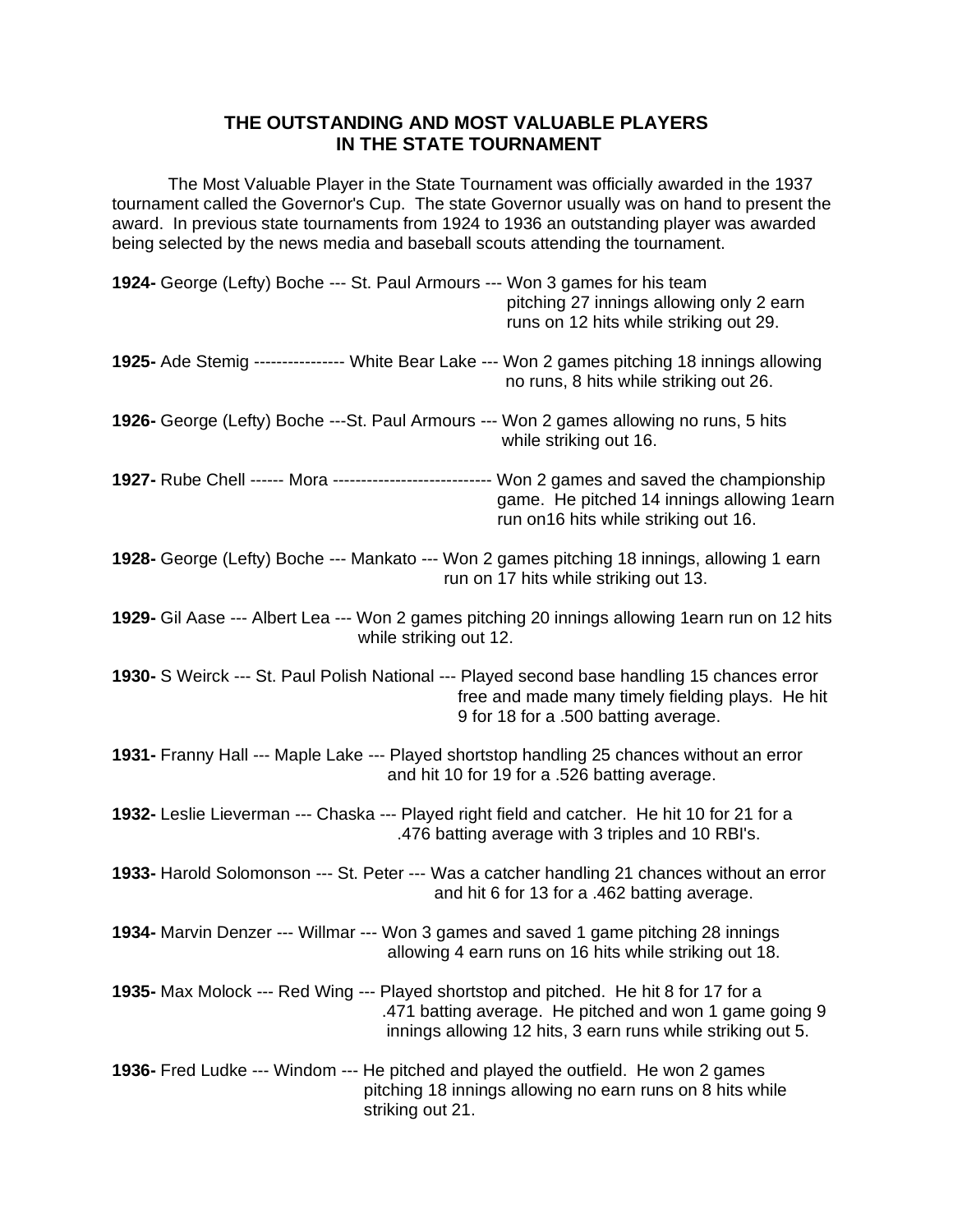## THE OUTSTANDING AND MOST VALUABLE PLAYERS IN THE STATE TOURNAMENT

The Most Valuable Player in the State Tournament was officially awarded in the 1937 tournament called the Governor's Cup. The state Governor usually was on hand to present the award. In previous state tournaments from 1924 to 1936 an outstanding player was awarded being selected by the news media and baseball scouts attending the tournament.

**1924-** George (Lefty) Boche --- St. Paul Armours --- Won 3 games for his team pitching 27 innings allowing only 2 earn runs on 12 hits while striking out 29.

**1925-** Ade Stemig ---------------- White Bear Lake --- Won 2 games pitching 18 innings allowing no runs, 8 hits while striking out 26.

**1926-** George (Lefty) Boche ---St. Paul Armours --- Won 2 games allowing no runs, 5 hits while striking out 16.

**1927-** Rube Chell ------ Mora ---------------------------- Won 2 games and saved the championship game. He pitched 14 innings allowing 1earn run on16 hits while striking out 16.

**1928-** George (Lefty) Boche --- Mankato --- Won 2 games pitching 18 innings, allowing 1 earn run on 17 hits while striking out 13.

**1929-** Gil Aase --- Albert Lea --- Won 2 games pitching 20 innings allowing 1earn run on 12 hits while striking out 12.

**1930-** S Weirck --- St. Paul Polish National --- Played second base handling 15 chances error free and made many timely fielding plays. He hit 9 for 18 for a .500 batting average.

**1931-** Franny Hall --- Maple Lake --- Played shortstop handling 25 chances without an error and hit 10 for 19 for a .526 batting average.

**1932-** Leslie Lieverman --- Chaska --- Played right field and catcher. He hit 10 for 21 for a .476 batting average with 3 triples and 10 RBI's.

**1933-** Harold Solomonson --- St. Peter --- Was a catcher handling 21 chances without an error and hit 6 for 13 for a .462 batting average.

**1934-** Marvin Denzer --- Willmar --- Won 3 games and saved 1 game pitching 28 innings allowing 4 earn runs on 16 hits while striking out 18.

**1935-** Max Molock --- Red Wing --- Played shortstop and pitched. He hit 8 for 17 for a .471 batting average. He pitched and won 1 game going 9 innings allowing 12 hits, 3 earn runs while striking out 5.

**1936-** Fred Ludke --- Windom --- He pitched and played the outfield. He won 2 games pitching 18 innings allowing no earn runs on 8 hits while striking out 21.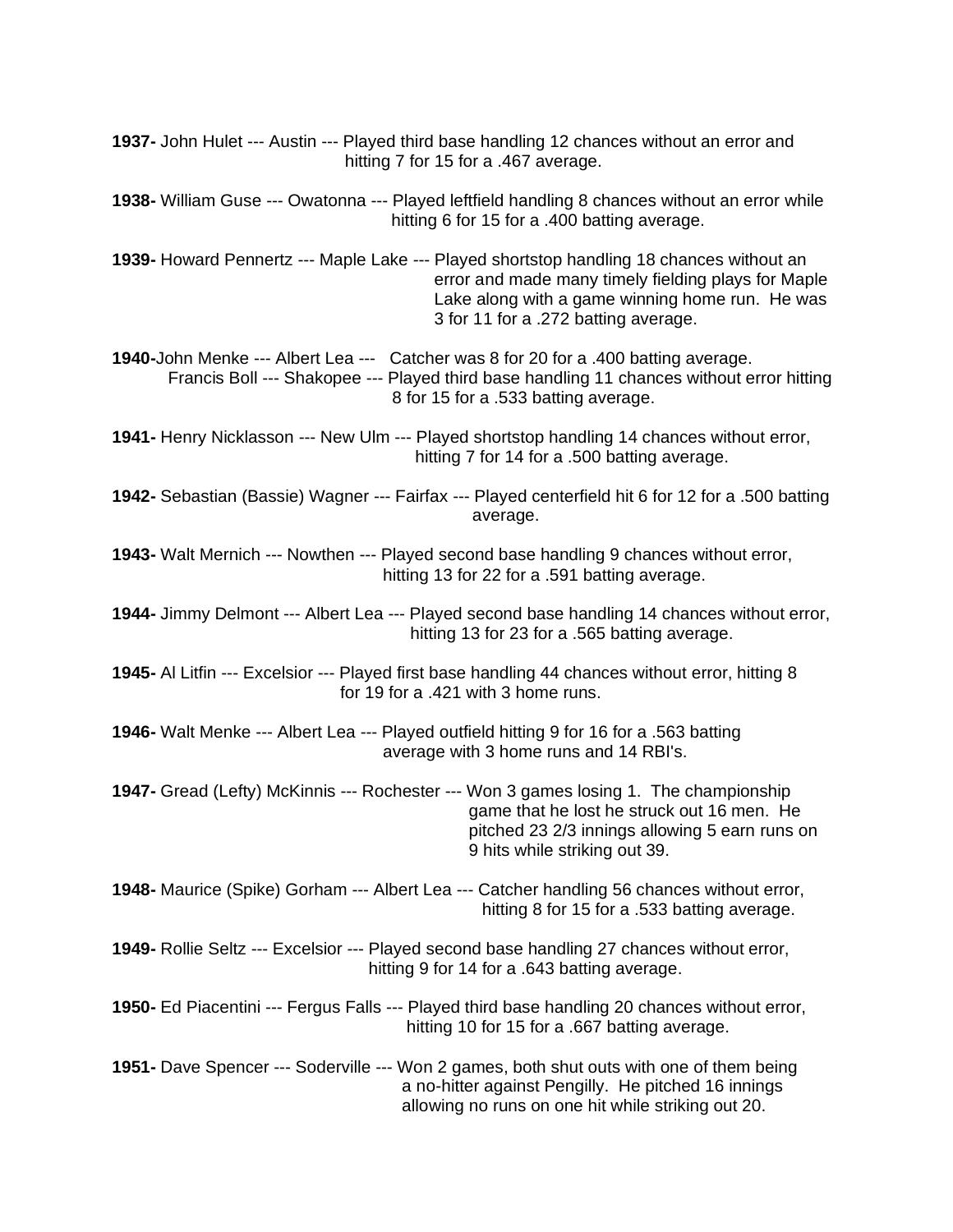**1937-** John Hulet --- Austin --- Played third base handling 12 chances without an error and hitting 7 for 15 for a .467 average.

**1938-** William Guse --- Owatonna --- Played leftfield handling 8 chances without an error while hitting 6 for 15 for a .400 batting average.

**1939-** Howard Pennertz --- Maple Lake --- Played shortstop handling 18 chances without an error and made many timely fielding plays for Maple Lake along with a game winning home run. He was 3 for 11 for a .272 batting average.

**1940-**John Menke --- Albert Lea --- Catcher was 8 for 20 for a .400 batting average.
Francis Boll --- Shakopee --- Played third base handling 11 chances without error hitting 8 for 15 for a .533 batting average.

**1941-** Henry Nicklasson --- New Ulm --- Played shortstop handling 14 chances without error, hitting 7 for 14 for a .500 batting average.

**1942-** Sebastian (Bassie) Wagner --- Fairfax --- Played centerfield hit 6 for 12 for a .500 batting average.

**1943-** Walt Mernich --- Nowthen --- Played second base handling 9 chances without error, hitting 13 for 22 for a .591 batting average.

**1944-** Jimmy Delmont --- Albert Lea --- Played second base handling 14 chances without error, hitting 13 for 23 for a .565 batting average.

**1945-** Al Litfin --- Excelsior --- Played first base handling 44 chances without error, hitting 8 for 19 for a .421 with 3 home runs.

**1946-** Walt Menke --- Albert Lea --- Played outfield hitting 9 for 16 for a .563 batting average with 3 home runs and 14 RBI's.

**1947-** Gread (Lefty) McKinnis --- Rochester --- Won 3 games losing 1. The championship game that he lost he struck out 16 men. He pitched 23 2/3 innings allowing 5 earn runs on 9 hits while striking out 39.

**1948-** Maurice (Spike) Gorham --- Albert Lea --- Catcher handling 56 chances without error, hitting 8 for 15 for a .533 batting average.

**1949-** Rollie Seltz --- Excelsior --- Played second base handling 27 chances without error, hitting 9 for 14 for a .643 batting average.

**1950-** Ed Piacentini --- Fergus Falls --- Played third base handling 20 chances without error, hitting 10 for 15 for a .667 batting average.

**1951-** Dave Spencer --- Soderville --- Won 2 games, both shut outs with one of them being a no-hitter against Pengilly. He pitched 16 innings allowing no runs on one hit while striking out 20.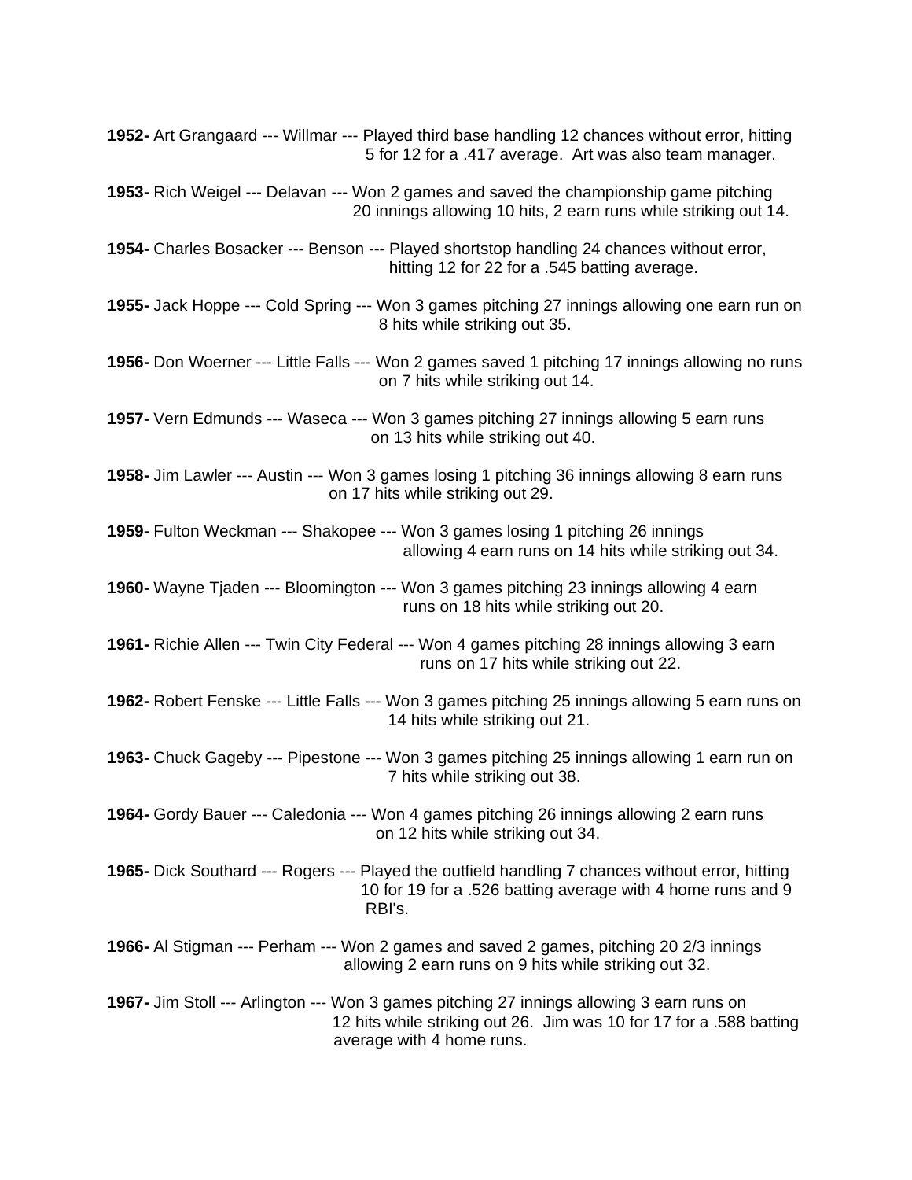**1952-** Art Grangaard --- Willmar --- Played third base handling 12 chances without error, hitting 5 for 12 for a .417 average. Art was also team manager.

**1953-** Rich Weigel --- Delavan --- Won 2 games and saved the championship game pitching 20 innings allowing 10 hits, 2 earn runs while striking out 14.

**1954-** Charles Bosacker --- Benson --- Played shortstop handling 24 chances without error, hitting 12 for 22 for a .545 batting average.

**1955-** Jack Hoppe --- Cold Spring --- Won 3 games pitching 27 innings allowing one earn run on 8 hits while striking out 35.

**1956-** Don Woerner --- Little Falls --- Won 2 games saved 1 pitching 17 innings allowing no runs on 7 hits while striking out 14.

**1957-** Vern Edmunds --- Waseca --- Won 3 games pitching 27 innings allowing 5 earn runs on 13 hits while striking out 40.

**1958-** Jim Lawler --- Austin --- Won 3 games losing 1 pitching 36 innings allowing 8 earn runs on 17 hits while striking out 29.

**1959-** Fulton Weckman --- Shakopee --- Won 3 games losing 1 pitching 26 innings allowing 4 earn runs on 14 hits while striking out 34.

**1960-** Wayne Tjaden --- Bloomington --- Won 3 games pitching 23 innings allowing 4 earn runs on 18 hits while striking out 20.

**1961-** Richie Allen --- Twin City Federal --- Won 4 games pitching 28 innings allowing 3 earn runs on 17 hits while striking out 22.

**1962-** Robert Fenske --- Little Falls --- Won 3 games pitching 25 innings allowing 5 earn runs on 14 hits while striking out 21.

**1963-** Chuck Gageby --- Pipestone --- Won 3 games pitching 25 innings allowing 1 earn run on 7 hits while striking out 38.

**1964-** Gordy Bauer --- Caledonia --- Won 4 games pitching 26 innings allowing 2 earn runs on 12 hits while striking out 34.

**1965-** Dick Southard --- Rogers --- Played the outfield handling 7 chances without error, hitting 10 for 19 for a .526 batting average with 4 home runs and 9 RBI's.

**1966-** Al Stigman --- Perham --- Won 2 games and saved 2 games, pitching 20 2/3 innings allowing 2 earn runs on 9 hits while striking out 32.

**1967-** Jim Stoll --- Arlington --- Won 3 games pitching 27 innings allowing 3 earn runs on 12 hits while striking out 26. Jim was 10 for 17 for a .588 batting average with 4 home runs.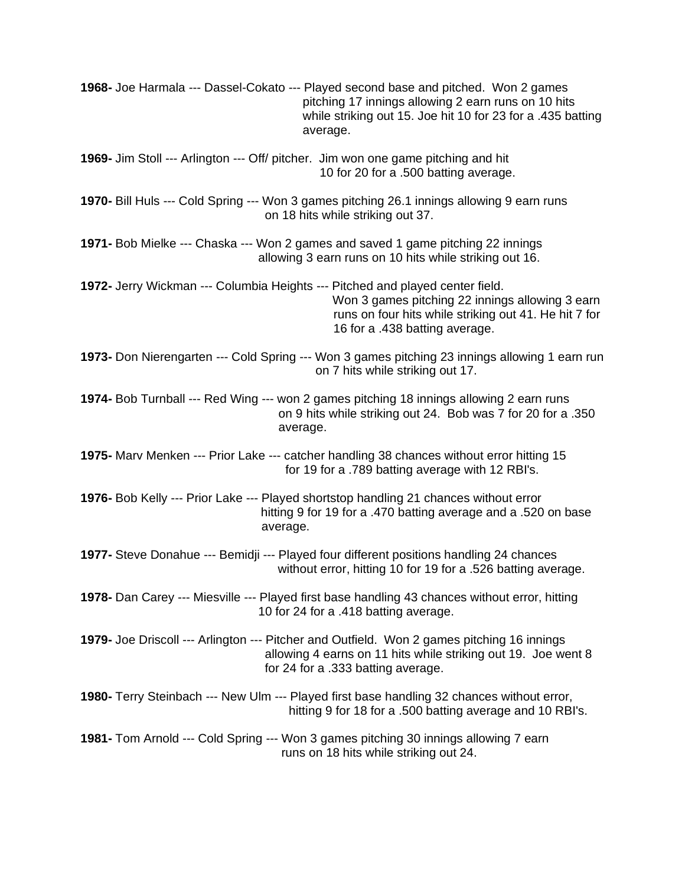**1968-** Joe Harmala --- Dassel-Cokato --- Played second base and pitched. Won 2 games pitching 17 innings allowing 2 earn runs on 10 hits while striking out 15. Joe hit 10 for 23 for a .435 batting average.

**1969-** Jim Stoll --- Arlington --- Off/ pitcher. Jim won one game pitching and hit 10 for 20 for a .500 batting average.

**1970-** Bill Huls --- Cold Spring --- Won 3 games pitching 26.1 innings allowing 9 earn runs on 18 hits while striking out 37.

**1971-** Bob Mielke --- Chaska --- Won 2 games and saved 1 game pitching 22 innings allowing 3 earn runs on 10 hits while striking out 16.

**1972-** Jerry Wickman --- Columbia Heights --- Pitched and played center field. Won 3 games pitching 22 innings allowing 3 earn runs on four hits while striking out 41. He hit 7 for 16 for a .438 batting average.

**1973-** Don Nierengarten --- Cold Spring --- Won 3 games pitching 23 innings allowing 1 earn run on 7 hits while striking out 17.

**1974-** Bob Turnball --- Red Wing --- won 2 games pitching 18 innings allowing 2 earn runs on 9 hits while striking out 24. Bob was 7 for 20 for a .350 average.

**1975-** Marv Menken --- Prior Lake --- catcher handling 38 chances without error hitting 15 for 19 for a .789 batting average with 12 RBI's.

**1976-** Bob Kelly --- Prior Lake --- Played shortstop handling 21 chances without error hitting 9 for 19 for a .470 batting average and a .520 on base average.

**1977-** Steve Donahue --- Bemidji --- Played four different positions handling 24 chances without error, hitting 10 for 19 for a .526 batting average.

**1978-** Dan Carey --- Miesville --- Played first base handling 43 chances without error, hitting 10 for 24 for a .418 batting average.

**1979-** Joe Driscoll --- Arlington --- Pitcher and Outfield. Won 2 games pitching 16 innings allowing 4 earns on 11 hits while striking out 19. Joe went 8 for 24 for a .333 batting average.

**1980-** Terry Steinbach --- New Ulm --- Played first base handling 32 chances without error, hitting 9 for 18 for a .500 batting average and 10 RBI's.

**1981-** Tom Arnold --- Cold Spring --- Won 3 games pitching 30 innings allowing 7 earn runs on 18 hits while striking out 24.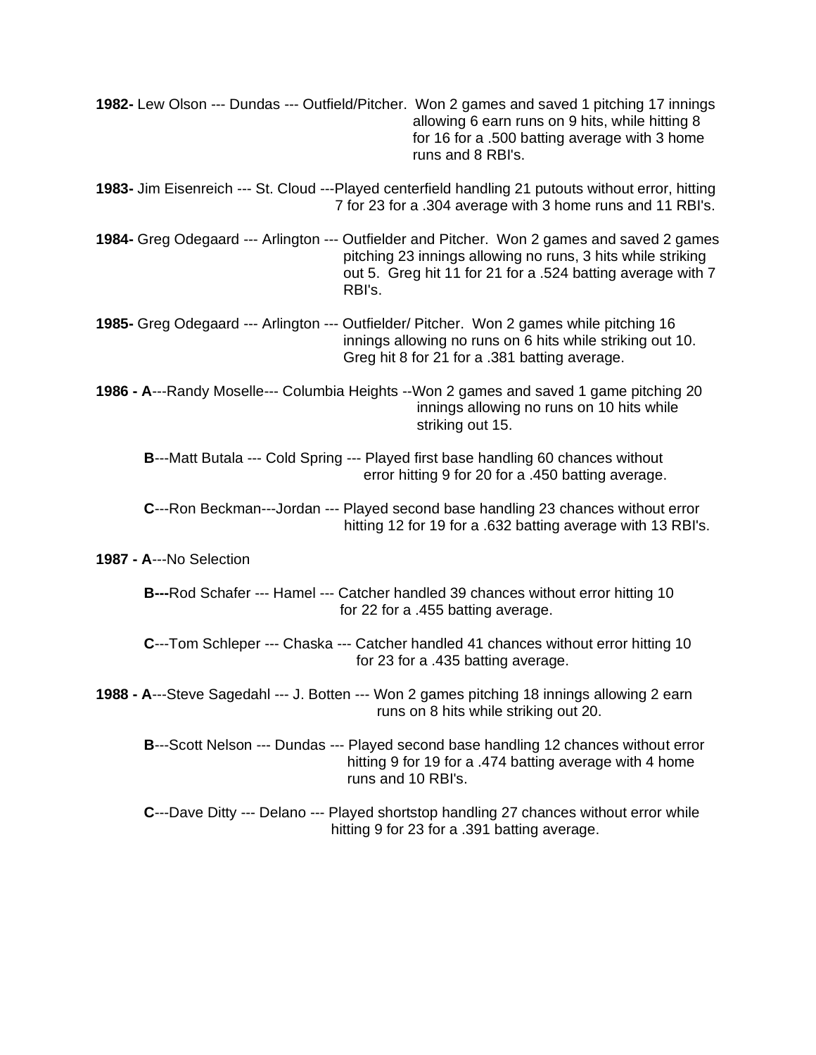**1982-** Lew Olson --- Dundas --- Outfield/Pitcher. Won 2 games and saved 1 pitching 17 innings allowing 6 earn runs on 9 hits, while hitting 8 for 16 for a .500 batting average with 3 home runs and 8 RBI's.

**1983-** Jim Eisenreich --- St. Cloud ---Played centerfield handling 21 putouts without error, hitting 7 for 23 for a .304 average with 3 home runs and 11 RBI's.

**1984-** Greg Odegaard --- Arlington --- Outfielder and Pitcher. Won 2 games and saved 2 games pitching 23 innings allowing no runs, 3 hits while striking out 5. Greg hit 11 for 21 for a .524 batting average with 7 RBI's.

**1985-** Greg Odegaard --- Arlington --- Outfielder/ Pitcher. Won 2 games while pitching 16 innings allowing no runs on 6 hits while striking out 10. Greg hit 8 for 21 for a .381 batting average.

**1986 - A**---Randy Moselle--- Columbia Heights --Won 2 games and saved 1 game pitching 20 innings allowing no runs on 10 hits while striking out 15.

**B**---Matt Butala --- Cold Spring --- Played first base handling 60 chances without error hitting 9 for 20 for a .450 batting average.

**C**---Ron Beckman---Jordan --- Played second base handling 23 chances without error hitting 12 for 19 for a .632 batting average with 13 RBI's.

**1987 - A**---No Selection

**B---**Rod Schafer --- Hamel --- Catcher handled 39 chances without error hitting 10 for 22 for a .455 batting average.

**C**---Tom Schleper --- Chaska --- Catcher handled 41 chances without error hitting 10 for 23 for a .435 batting average.

**1988 - A**---Steve Sagedahl --- J. Botten --- Won 2 games pitching 18 innings allowing 2 earn runs on 8 hits while striking out 20.

**B**---Scott Nelson --- Dundas --- Played second base handling 12 chances without error hitting 9 for 19 for a .474 batting average with 4 home runs and 10 RBI's.

**C**---Dave Ditty --- Delano --- Played shortstop handling 27 chances without error while hitting 9 for 23 for a .391 batting average.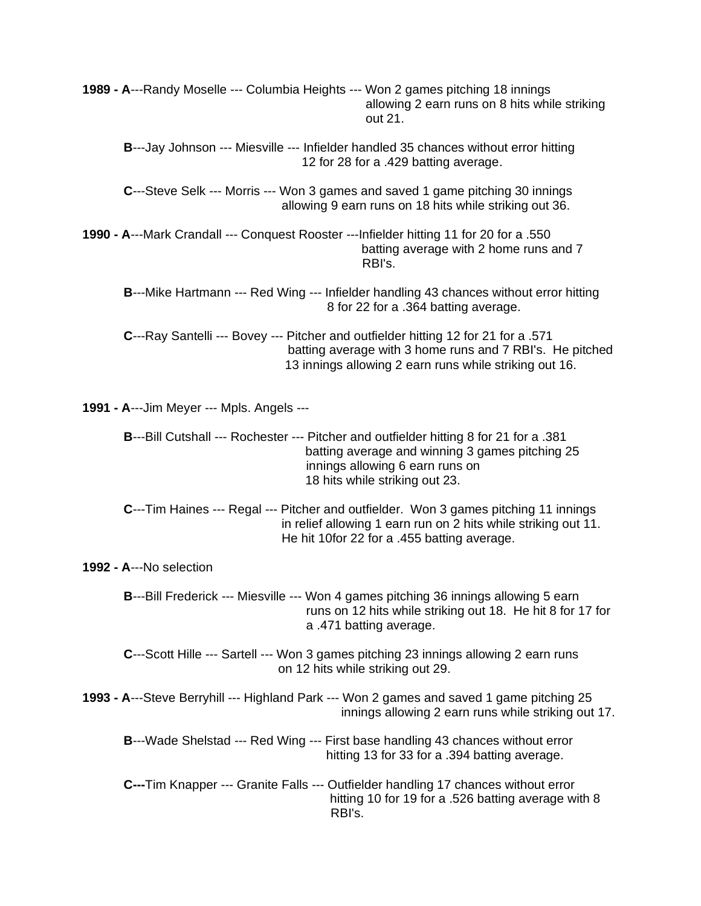**1989 - A**---Randy Moselle --- Columbia Heights --- Won 2 games pitching 18 innings allowing 2 earn runs on 8 hits while striking out 21.

**B**---Jay Johnson --- Miesville --- Infielder handled 35 chances without error hitting 12 for 28 for a .429 batting average.

**C**---Steve Selk --- Morris --- Won 3 games and saved 1 game pitching 30 innings allowing 9 earn runs on 18 hits while striking out 36.

**1990 - A**---Mark Crandall --- Conquest Rooster ---Infielder hitting 11 for 20 for a .550 batting average with 2 home runs and 7 RBI's.

**B**---Mike Hartmann --- Red Wing --- Infielder handling 43 chances without error hitting 8 for 22 for a .364 batting average.

**C**---Ray Santelli --- Bovey --- Pitcher and outfielder hitting 12 for 21 for a .571 batting average with 3 home runs and 7 RBI's. He pitched 13 innings allowing 2 earn runs while striking out 16.

**1991 - A**---Jim Meyer --- Mpls. Angels ---

**B**---Bill Cutshall --- Rochester --- Pitcher and outfielder hitting 8 for 21 for a .381 batting average and winning 3 games pitching 25 innings allowing 6 earn runs on 18 hits while striking out 23.

**C**---Tim Haines --- Regal --- Pitcher and outfielder. Won 3 games pitching 11 innings in relief allowing 1 earn run on 2 hits while striking out 11. He hit 10for 22 for a .455 batting average.

**1992 - A**---No selection

**B**---Bill Frederick --- Miesville --- Won 4 games pitching 36 innings allowing 5 earn runs on 12 hits while striking out 18. He hit 8 for 17 for a .471 batting average.

**C**---Scott Hille --- Sartell --- Won 3 games pitching 23 innings allowing 2 earn runs on 12 hits while striking out 29.

**1993 - A**---Steve Berryhill --- Highland Park --- Won 2 games and saved 1 game pitching 25 innings allowing 2 earn runs while striking out 17.

**B**---Wade Shelstad --- Red Wing --- First base handling 43 chances without error hitting 13 for 33 for a .394 batting average.

**C---**Tim Knapper --- Granite Falls --- Outfielder handling 17 chances without error hitting 10 for 19 for a .526 batting average with 8 RBI's.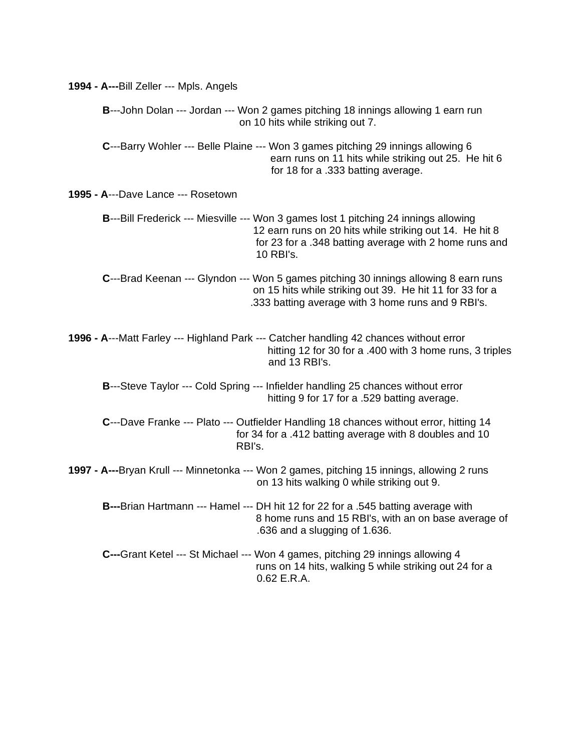**1994 - A---**Bill Zeller --- Mpls. Angels

**B**---John Dolan --- Jordan --- Won 2 games pitching 18 innings allowing 1 earn run on 10 hits while striking out 7.

**C**---Barry Wohler --- Belle Plaine --- Won 3 games pitching 29 innings allowing 6 earn runs on 11 hits while striking out 25. He hit 6 for 18 for a .333 batting average.

**1995 - A**---Dave Lance --- Rosetown

**B**---Bill Frederick --- Miesville --- Won 3 games lost 1 pitching 24 innings allowing 12 earn runs on 20 hits while striking out 14. He hit 8 for 23 for a .348 batting average with 2 home runs and 10 RBI's.

**C**---Brad Keenan --- Glyndon --- Won 5 games pitching 30 innings allowing 8 earn runs on 15 hits while striking out 39. He hit 11 for 33 for a .333 batting average with 3 home runs and 9 RBI's.

**1996 - A**---Matt Farley --- Highland Park --- Catcher handling 42 chances without error hitting 12 for 30 for a .400 with 3 home runs, 3 triples and 13 RBI's.

**B**---Steve Taylor --- Cold Spring --- Infielder handling 25 chances without error hitting 9 for 17 for a .529 batting average.

**C**---Dave Franke --- Plato --- Outfielder Handling 18 chances without error, hitting 14 for 34 for a .412 batting average with 8 doubles and 10 RBI's.

**1997 - A---**Bryan Krull --- Minnetonka --- Won 2 games, pitching 15 innings, allowing 2 runs on 13 hits walking 0 while striking out 9.

**B---**Brian Hartmann --- Hamel --- DH hit 12 for 22 for a .545 batting average with 8 home runs and 15 RBI's, with an on base average of .636 and a slugging of 1.636.

**C---**Grant Ketel --- St Michael --- Won 4 games, pitching 29 innings allowing 4 runs on 14 hits, walking 5 while striking out 24 for a 0.62 E.R.A.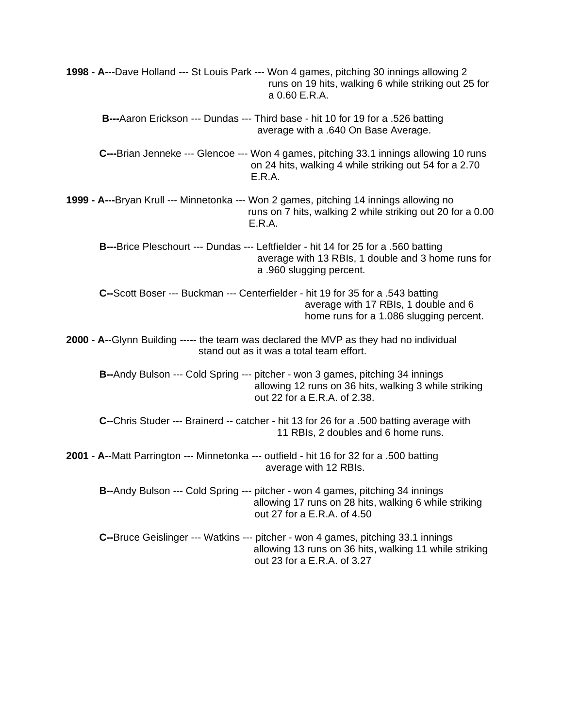**1998 - A---**Dave Holland --- St Louis Park --- Won 4 games, pitching 30 innings allowing 2 runs on 19 hits, walking 6 while striking out 25 for a 0.60 E.R.A.

**B---**Aaron Erickson --- Dundas --- Third base - hit 10 for 19 for a .526 batting average with a .640 On Base Average.

**C---**Brian Jenneke --- Glencoe --- Won 4 games, pitching 33.1 innings allowing 10 runs on 24 hits, walking 4 while striking out 54 for a 2.70 E.R.A.

**1999 - A---**Bryan Krull --- Minnetonka --- Won 2 games, pitching 14 innings allowing no runs on 7 hits, walking 2 while striking out 20 for a 0.00 E.R.A.

**B---**Brice Pleschourt --- Dundas --- Leftfielder - hit 14 for 25 for a .560 batting average with 13 RBIs, 1 double and 3 home runs for a .960 slugging percent.

**C--**Scott Boser --- Buckman --- Centerfielder - hit 19 for 35 for a .543 batting average with 17 RBIs, 1 double and 6 home runs for a 1.086 slugging percent.

**2000 - A--**Glynn Building ----- the team was declared the MVP as they had no individual stand out as it was a total team effort.

**B--**Andy Bulson --- Cold Spring --- pitcher - won 3 games, pitching 34 innings allowing 12 runs on 36 hits, walking 3 while striking out 22 for a E.R.A. of 2.38.

**C--**Chris Studer --- Brainerd -- catcher - hit 13 for 26 for a .500 batting average with 11 RBIs, 2 doubles and 6 home runs.

**2001 - A--**Matt Parrington --- Minnetonka --- outfield - hit 16 for 32 for a .500 batting average with 12 RBIs.

**B--**Andy Bulson --- Cold Spring --- pitcher - won 4 games, pitching 34 innings allowing 17 runs on 28 hits, walking 6 while striking out 27 for a E.R.A. of 4.50

**C--**Bruce Geislinger --- Watkins --- pitcher - won 4 games, pitching 33.1 innings allowing 13 runs on 36 hits, walking 11 while striking out 23 for a E.R.A. of 3.27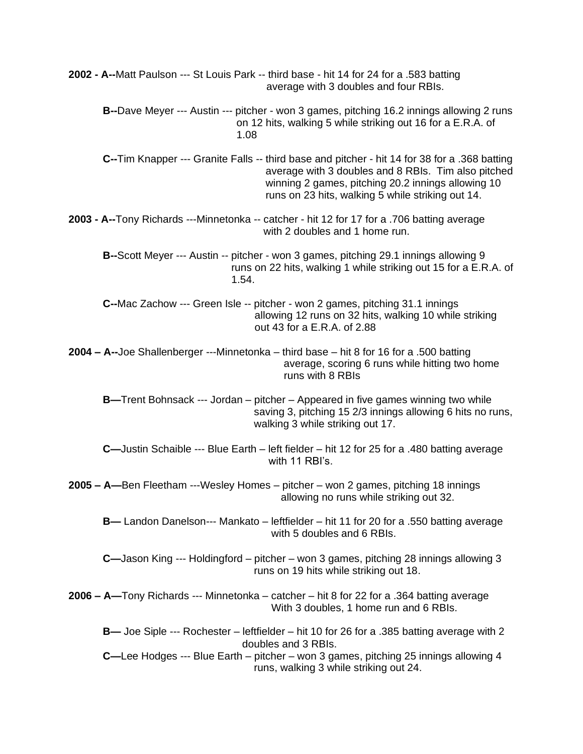**2002 - A--**Matt Paulson --- St Louis Park -- third base - hit 14 for 24 for a .583 batting average with 3 doubles and four RBIs.

**B--**Dave Meyer --- Austin --- pitcher - won 3 games, pitching 16.2 innings allowing 2 runs on 12 hits, walking 5 while striking out 16 for a E.R.A. of 1.08

**C--**Tim Knapper --- Granite Falls -- third base and pitcher - hit 14 for 38 for a .368 batting average with 3 doubles and 8 RBIs. Tim also pitched winning 2 games, pitching 20.2 innings allowing 10 runs on 23 hits, walking 5 while striking out 14.

**2003 - A--**Tony Richards ---Minnetonka -- catcher - hit 12 for 17 for a .706 batting average with 2 doubles and 1 home run.

**B--**Scott Meyer --- Austin -- pitcher - won 3 games, pitching 29.1 innings allowing 9 runs on 22 hits, walking 1 while striking out 15 for a E.R.A. of 1.54.

**C--**Mac Zachow --- Green Isle -- pitcher - won 2 games, pitching 31.1 innings allowing 12 runs on 32 hits, walking 10 while striking out 43 for a E.R.A. of 2.88

**2004 – A--**Joe Shallenberger ---Minnetonka – third base – hit 8 for 16 for a .500 batting average, scoring 6 runs while hitting two home runs with 8 RBIs

**B—**Trent Bohnsack --- Jordan – pitcher – Appeared in five games winning two while saving 3, pitching 15 2/3 innings allowing 6 hits no runs, walking 3 while striking out 17.

**C—**Justin Schaible --- Blue Earth – left fielder – hit 12 for 25 for a .480 batting average with 11 RBI's.

**2005 – A—**Ben Fleetham ---Wesley Homes – pitcher – won 2 games, pitching 18 innings allowing no runs while striking out 32.

**B—** Landon Danelson--- Mankato – leftfielder – hit 11 for 20 for a .550 batting average with 5 doubles and 6 RBIs.

**C—**Jason King --- Holdingford – pitcher – won 3 games, pitching 28 innings allowing 3 runs on 19 hits while striking out 18.

**2006 – A—**Tony Richards --- Minnetonka – catcher – hit 8 for 22 for a .364 batting average With 3 doubles, 1 home run and 6 RBIs.

**B—** Joe Siple --- Rochester – leftfielder – hit 10 for 26 for a .385 batting average with 2 doubles and 3 RBIs.

**C—**Lee Hodges --- Blue Earth – pitcher – won 3 games, pitching 25 innings allowing 4 runs, walking 3 while striking out 24.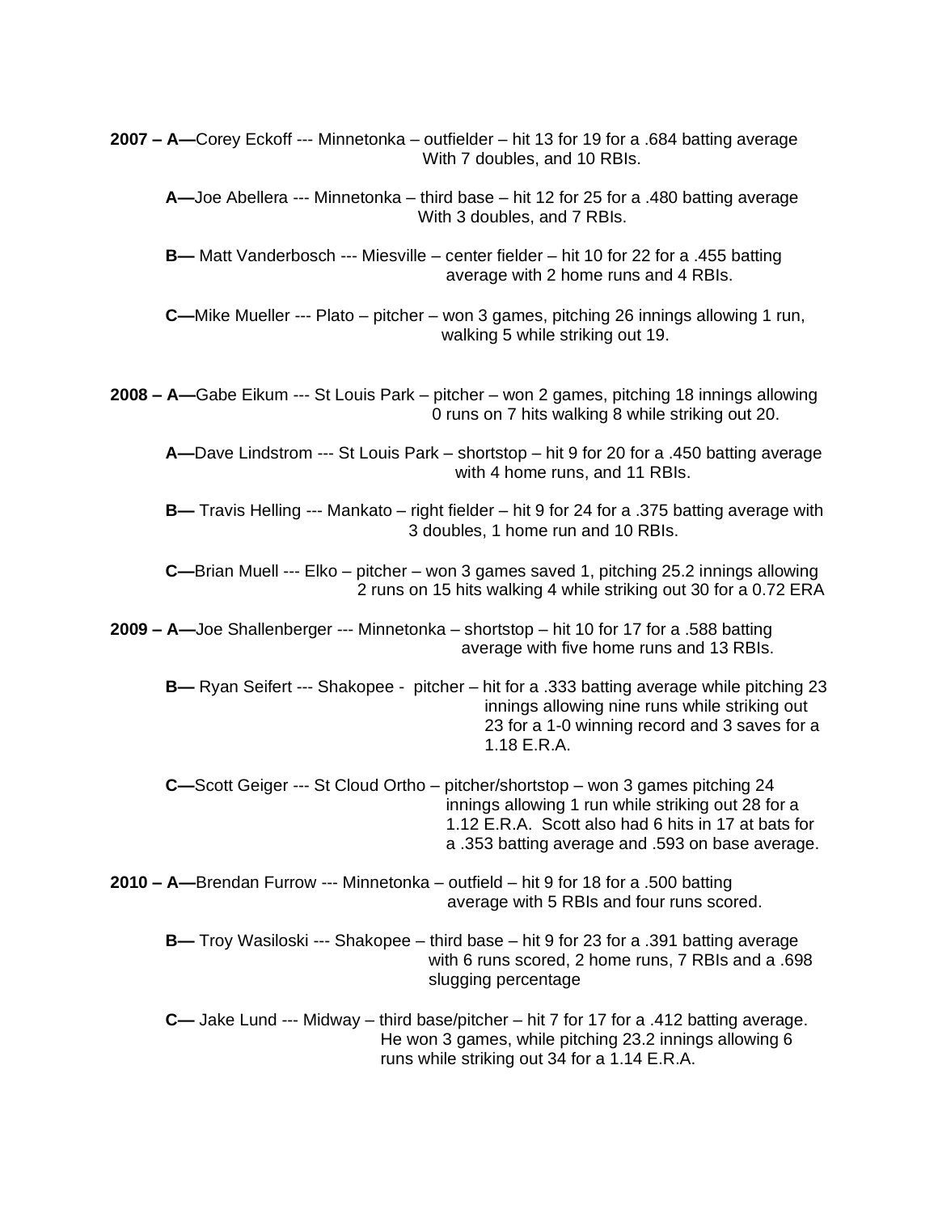**2007 – A—**Corey Eckoff --- Minnetonka – outfielder – hit 13 for 19 for a .684 batting average With 7 doubles, and 10 RBIs.

**A—**Joe Abellera --- Minnetonka – third base – hit 12 for 25 for a .480 batting average With 3 doubles, and 7 RBIs.

**B—** Matt Vanderbosch --- Miesville – center fielder – hit 10 for 22 for a .455 batting average with 2 home runs and 4 RBIs.

**C—**Mike Mueller --- Plato – pitcher – won 3 games, pitching 26 innings allowing 1 run, walking 5 while striking out 19.

**2008 – A—**Gabe Eikum --- St Louis Park – pitcher – won 2 games, pitching 18 innings allowing 0 runs on 7 hits walking 8 while striking out 20.

**A—**Dave Lindstrom --- St Louis Park – shortstop – hit 9 for 20 for a .450 batting average with 4 home runs, and 11 RBIs.

**B—** Travis Helling --- Mankato – right fielder – hit 9 for 24 for a .375 batting average with 3 doubles, 1 home run and 10 RBIs.

**C—**Brian Muell --- Elko – pitcher – won 3 games saved 1, pitching 25.2 innings allowing 2 runs on 15 hits walking 4 while striking out 30 for a 0.72 ERA

**2009 – A—**Joe Shallenberger --- Minnetonka – shortstop – hit 10 for 17 for a .588 batting average with five home runs and 13 RBIs.

**B—** Ryan Seifert --- Shakopee - pitcher – hit for a .333 batting average while pitching 23 innings allowing nine runs while striking out 23 for a 1-0 winning record and 3 saves for a 1.18 E.R.A.

**C—**Scott Geiger --- St Cloud Ortho – pitcher/shortstop – won 3 games pitching 24 innings allowing 1 run while striking out 28 for a 1.12 E.R.A. Scott also had 6 hits in 17 at bats for a .353 batting average and .593 on base average.

**2010 – A—**Brendan Furrow --- Minnetonka – outfield – hit 9 for 18 for a .500 batting average with 5 RBIs and four runs scored.

**B—** Troy Wasiloski --- Shakopee – third base – hit 9 for 23 for a .391 batting average with 6 runs scored, 2 home runs, 7 RBIs and a .698 slugging percentage

**C—** Jake Lund --- Midway – third base/pitcher – hit 7 for 17 for a .412 batting average. He won 3 games, while pitching 23.2 innings allowing 6 runs while striking out 34 for a 1.14 E.R.A.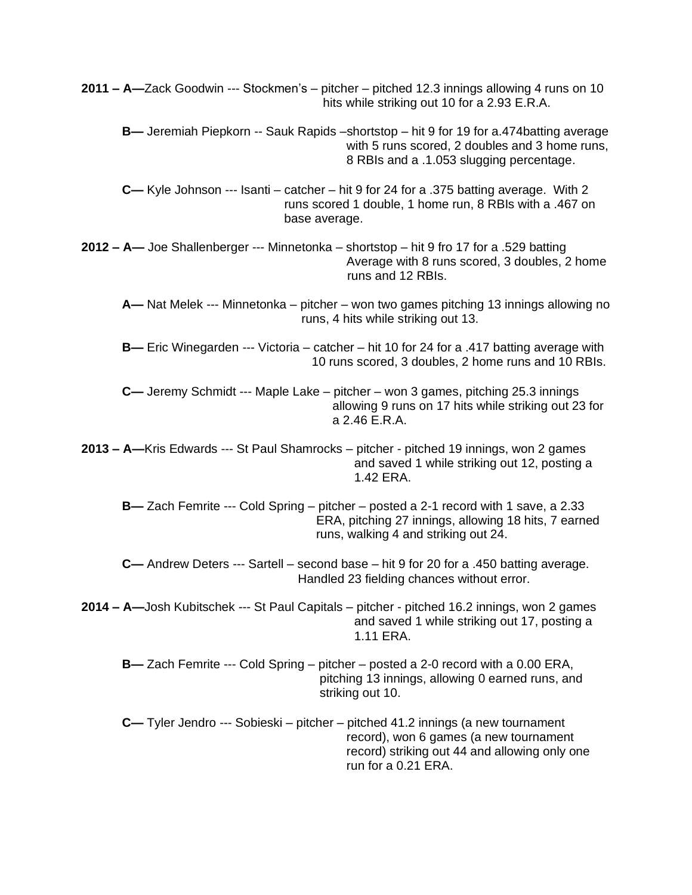**2011 – A—**Zack Goodwin --- Stockmen's – pitcher – pitched 12.3 innings allowing 4 runs on 10 hits while striking out 10 for a 2.93 E.R.A.

**B—** Jeremiah Piepkorn -- Sauk Rapids –shortstop – hit 9 for 19 for a.474batting average with 5 runs scored, 2 doubles and 3 home runs, 8 RBIs and a .1.053 slugging percentage.

**C—** Kyle Johnson --- Isanti – catcher – hit 9 for 24 for a .375 batting average. With 2 runs scored 1 double, 1 home run, 8 RBIs with a .467 on base average.

**2012 – A—** Joe Shallenberger --- Minnetonka – shortstop – hit 9 fro 17 for a .529 batting Average with 8 runs scored, 3 doubles, 2 home runs and 12 RBIs.

**A—** Nat Melek --- Minnetonka – pitcher – won two games pitching 13 innings allowing no runs, 4 hits while striking out 13.

**B—** Eric Winegarden --- Victoria – catcher – hit 10 for 24 for a .417 batting average with 10 runs scored, 3 doubles, 2 home runs and 10 RBIs.

**C—** Jeremy Schmidt --- Maple Lake – pitcher – won 3 games, pitching 25.3 innings allowing 9 runs on 17 hits while striking out 23 for a 2.46 E.R.A.

**2013 – A—**Kris Edwards --- St Paul Shamrocks – pitcher - pitched 19 innings, won 2 games and saved 1 while striking out 12, posting a 1.42 ERA.

**B—** Zach Femrite --- Cold Spring – pitcher – posted a 2-1 record with 1 save, a 2.33 ERA, pitching 27 innings, allowing 18 hits, 7 earned runs, walking 4 and striking out 24.

**C—** Andrew Deters --- Sartell – second base – hit 9 for 20 for a .450 batting average. Handled 23 fielding chances without error.

**2014 – A—**Josh Kubitschek --- St Paul Capitals – pitcher - pitched 16.2 innings, won 2 games and saved 1 while striking out 17, posting a 1.11 ERA.

**B—** Zach Femrite --- Cold Spring – pitcher – posted a 2-0 record with a 0.00 ERA, pitching 13 innings, allowing 0 earned runs, and striking out 10.

**C—** Tyler Jendro --- Sobieski – pitcher – pitched 41.2 innings (a new tournament record), won 6 games (a new tournament record) striking out 44 and allowing only one run for a 0.21 ERA.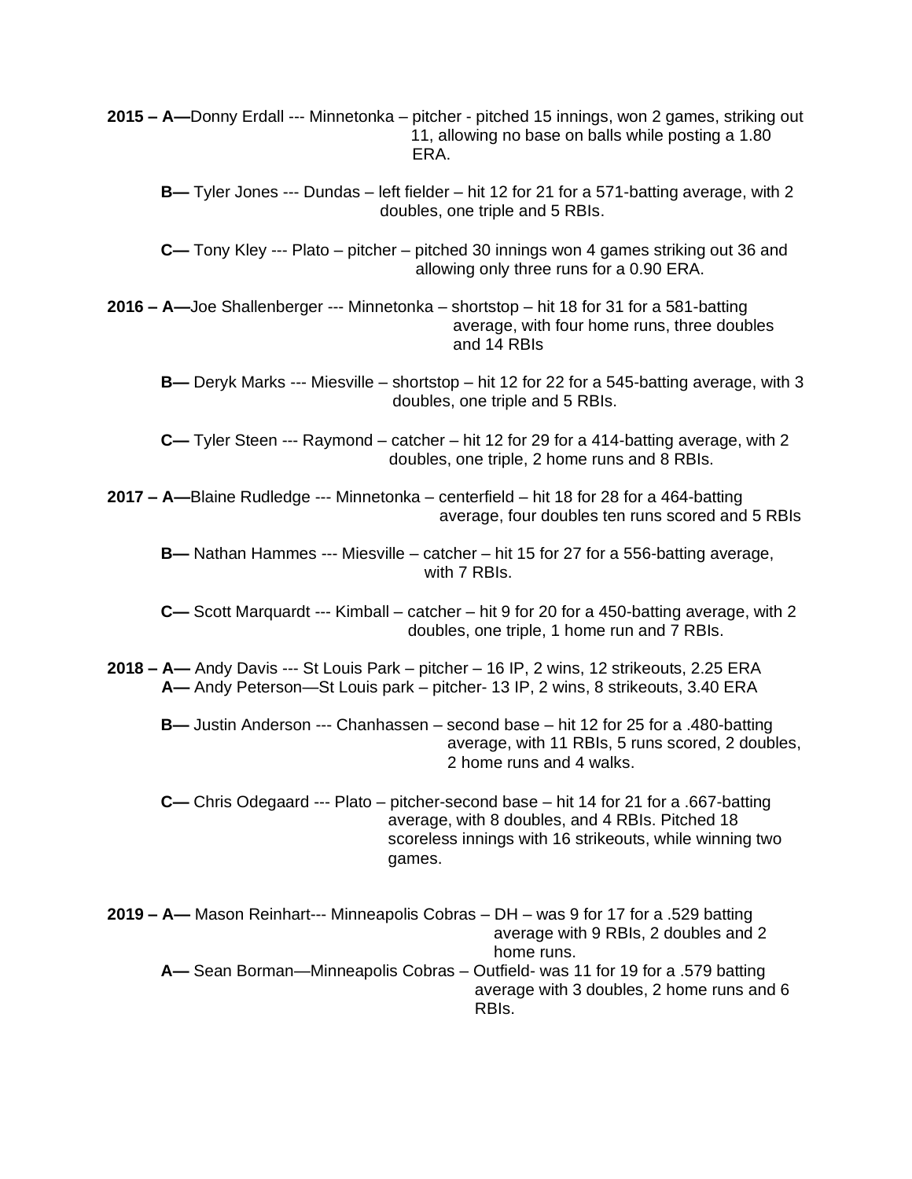**2015 – A—**Donny Erdall --- Minnetonka – pitcher - pitched 15 innings, won 2 games, striking out 11, allowing no base on balls while posting a 1.80 ERA.

**B—** Tyler Jones --- Dundas – left fielder – hit 12 for 21 for a 571-batting average, with 2 doubles, one triple and 5 RBIs.

**C—** Tony Kley --- Plato – pitcher – pitched 30 innings won 4 games striking out 36 and allowing only three runs for a 0.90 ERA.

**2016 – A—**Joe Shallenberger --- Minnetonka – shortstop – hit 18 for 31 for a 581-batting average, with four home runs, three doubles and 14 RBIs

**B—** Deryk Marks --- Miesville – shortstop – hit 12 for 22 for a 545-batting average, with 3 doubles, one triple and 5 RBIs.

**C—** Tyler Steen --- Raymond – catcher – hit 12 for 29 for a 414-batting average, with 2 doubles, one triple, 2 home runs and 8 RBIs.

**2017 – A—**Blaine Rudledge --- Minnetonka – centerfield – hit 18 for 28 for a 464-batting average, four doubles ten runs scored and 5 RBIs

**B—** Nathan Hammes --- Miesville – catcher – hit 15 for 27 for a 556-batting average, with 7 RBIs.

**C—** Scott Marquardt --- Kimball – catcher – hit 9 for 20 for a 450-batting average, with 2 doubles, one triple, 1 home run and 7 RBIs.

**2018 – A—** Andy Davis --- St Louis Park – pitcher – 16 IP, 2 wins, 12 strikeouts, 2.25 ERA
**A—** Andy Peterson—St Louis park – pitcher- 13 IP, 2 wins, 8 strikeouts, 3.40 ERA

**B—** Justin Anderson --- Chanhassen – second base – hit 12 for 25 for a .480-batting average, with 11 RBIs, 5 runs scored, 2 doubles, 2 home runs and 4 walks.

**C—** Chris Odegaard --- Plato – pitcher-second base – hit 14 for 21 for a .667-batting average, with 8 doubles, and 4 RBIs. Pitched 18 scoreless innings with 16 strikeouts, while winning two games.

**2019 – A—** Mason Reinhart--- Minneapolis Cobras – DH – was 9 for 17 for a .529 batting average with 9 RBIs, 2 doubles and 2 home runs.
**A—** Sean Borman—Minneapolis Cobras – Outfield- was 11 for 19 for a .579 batting average with 3 doubles, 2 home runs and 6 RBIs.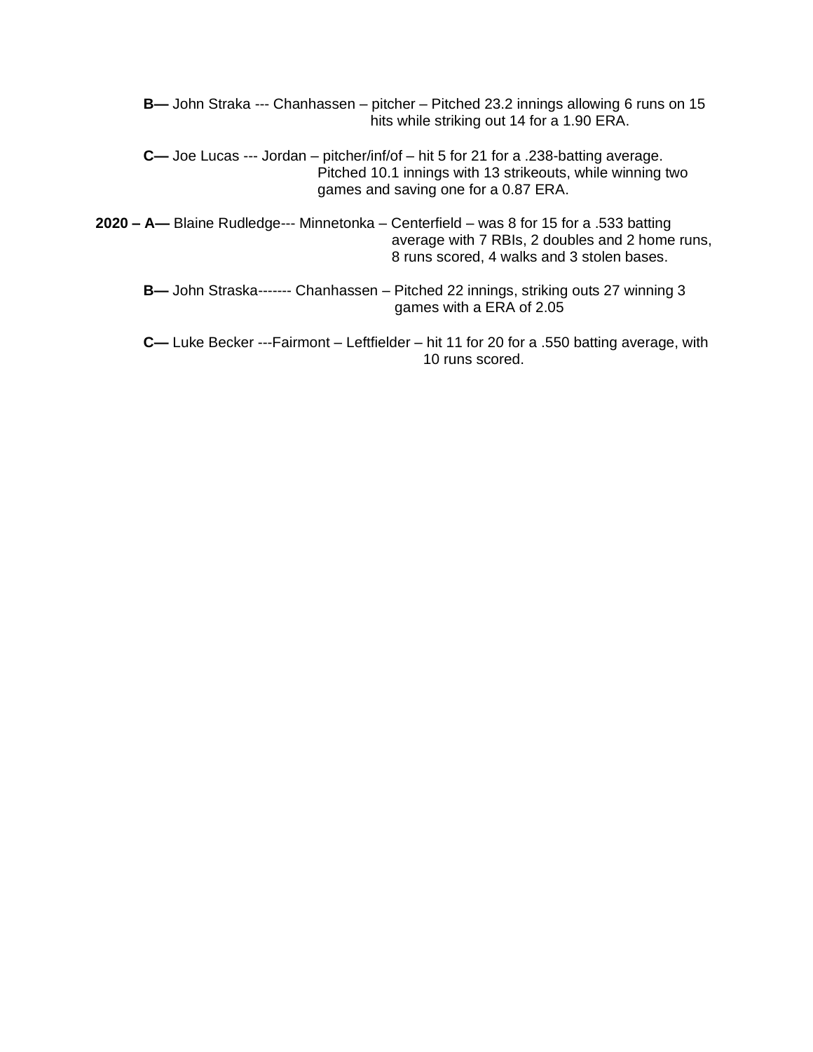**B—** John Straka --- Chanhassen – pitcher – Pitched 23.2 innings allowing 6 runs on 15 hits while striking out 14 for a 1.90 ERA.

**C—** Joe Lucas --- Jordan – pitcher/inf/of – hit 5 for 21 for a .238-batting average. Pitched 10.1 innings with 13 strikeouts, while winning two games and saving one for a 0.87 ERA.

**2020 – A—** Blaine Rudledge--- Minnetonka – Centerfield – was 8 for 15 for a .533 batting average with 7 RBIs, 2 doubles and 2 home runs, 8 runs scored, 4 walks and 3 stolen bases.

**B—** John Straska------- Chanhassen – Pitched 22 innings, striking outs 27 winning 3 games with a ERA of 2.05

**C—** Luke Becker ---Fairmont – Leftfielder – hit 11 for 20 for a .550 batting average, with 10 runs scored.